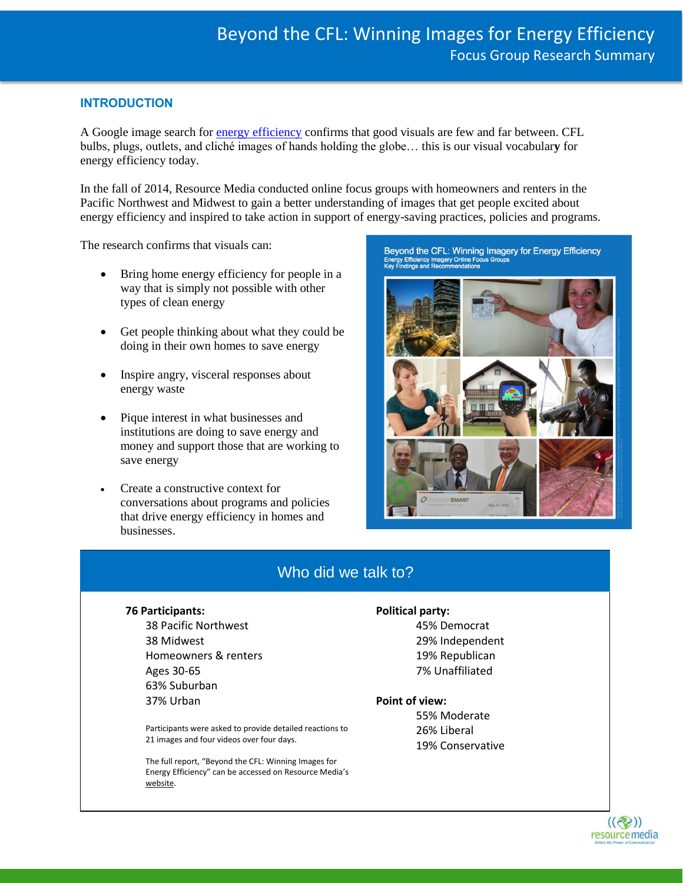# Beyond the CFL: Winning Images for Energy Efficiency

## Focus Group Research Summary

### INTRODUCTION

A Google image search for energy efficiency confirms that good visuals are few and far between. CFL bulbs, plugs, outlets, and cliché images of hands holding the globe… this is our visual vocabulary for energy efficiency today.

In the fall of 2014, Resource Media conducted online focus groups with homeowners and renters in the Pacific Northwest and Midwest to gain a better understanding of images that get people excited about energy efficiency and inspired to take action in support of energy-saving practices, policies and programs.

The research confirms that visuals can:

- Bring home energy efficiency for people in a way that is simply not possible with other types of clean energy
- Get people thinking about what they could be doing in their own homes to save energy
- Inspire angry, visceral responses about energy waste
- Pique interest in what businesses and institutions are doing to save energy and money and support those that are working to save energy
- Create a constructive context for conversations about programs and policies that drive energy efficiency in homes and businesses.

Beyond the CFL: Winning Imagery for Energy Efficiency
Energy Efficiency Imagery Online Focus Groups
Key Findings and Recommendations

## Who did we talk to?

**76 Participants:**

38 Pacific Northwest
38 Midwest
Homeowners & renters
Ages 30-65
63% Suburban
37% Urban

Participants were asked to provide detailed reactions to 21 images and four videos over four days.

The full report, "Beyond the CFL: Winning Images for Energy Efficiency" can be accessed on Resource Media's website.

**Political party:**

45% Democrat
29% Independent
19% Republican
7% Unaffiliated

**Point of view:**

55% Moderate
26% Liberal
19% Conservative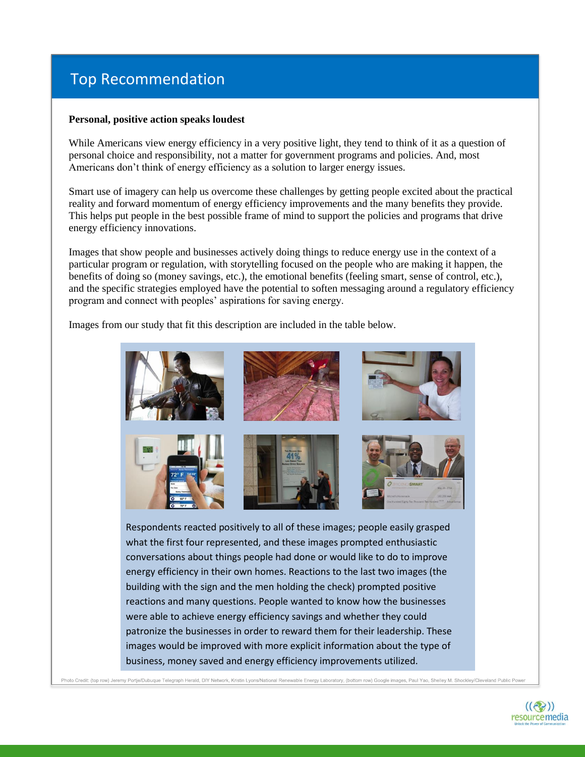## Top Recommendation

**Personal, positive action speaks loudest**

While Americans view energy efficiency in a very positive light, they tend to think of it as a question of personal choice and responsibility, not a matter for government programs and policies. And, most Americans don't think of energy efficiency as a solution to larger energy issues.

Smart use of imagery can help us overcome these challenges by getting people excited about the practical reality and forward momentum of energy efficiency improvements and the many benefits they provide. This helps put people in the best possible frame of mind to support the policies and programs that drive energy efficiency innovations.

Images that show people and businesses actively doing things to reduce energy use in the context of a particular program or regulation, with storytelling focused on the people who are making it happen, the benefits of doing so (money savings, etc.), the emotional benefits (feeling smart, sense of control, etc.), and the specific strategies employed have the potential to soften messaging around a regulatory efficiency program and connect with peoples' aspirations for saving energy.

Images from our study that fit this description are included in the table below.

Respondents reacted positively to all of these images; people easily grasped what the first four represented, and these images prompted enthusiastic conversations about things people had done or would like to do to improve energy efficiency in their own homes. Reactions to the last two images (the building with the sign and the men holding the check) prompted positive reactions and many questions. People wanted to know how the businesses were able to achieve energy efficiency savings and whether they could patronize the businesses in order to reward them for their leadership. These images would be improved with more explicit information about the type of business, money saved and energy efficiency improvements utilized.

Photo Credit: (top row) Jeremy Portje/Dubuque Telegraph Herald, DIY Network, Kristin Lyons/National Renewable Energy Laboratory, (bottom row) Google images, Paul Yao, Shelley M. Shockley/Cleveland Public Power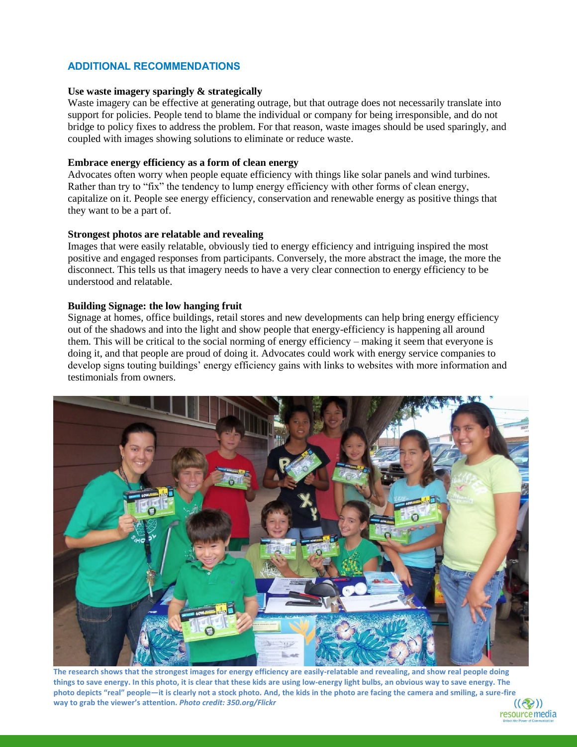## ADDITIONAL RECOMMENDATIONS

**Use waste imagery sparingly & strategically**

Waste imagery can be effective at generating outrage, but that outrage does not necessarily translate into support for policies. People tend to blame the individual or company for being irresponsible, and do not bridge to policy fixes to address the problem. For that reason, waste images should be used sparingly, and coupled with images showing solutions to eliminate or reduce waste.

**Embrace energy efficiency as a form of clean energy**

Advocates often worry when people equate efficiency with things like solar panels and wind turbines. Rather than try to "fix" the tendency to lump energy efficiency with other forms of clean energy, capitalize on it. People see energy efficiency, conservation and renewable energy as positive things that they want to be a part of.

**Strongest photos are relatable and revealing**

Images that were easily relatable, obviously tied to energy efficiency and intriguing inspired the most positive and engaged responses from participants. Conversely, the more abstract the image, the more the disconnect. This tells us that imagery needs to have a very clear connection to energy efficiency to be understood and relatable.

**Building Signage: the low hanging fruit**

Signage at homes, office buildings, retail stores and new developments can help bring energy efficiency out of the shadows and into the light and show people that energy-efficiency is happening all around them. This will be critical to the social norming of energy efficiency – making it seem that everyone is doing it, and that people are proud of doing it. Advocates could work with energy service companies to develop signs touting buildings' energy efficiency gains with links to websites with more information and testimonials from owners.

**The research shows that the strongest images for energy efficiency are easily-relatable and revealing, and show real people doing things to save energy. In this photo, it is clear that these kids are using low-energy light bulbs, an obvious way to save energy. The photo depicts "real" people—it is clearly not a stock photo. And, the kids in the photo are facing the camera and smiling, a sure-fire way to grab the viewer's attention.** ***Photo credit: 350.org/Flickr***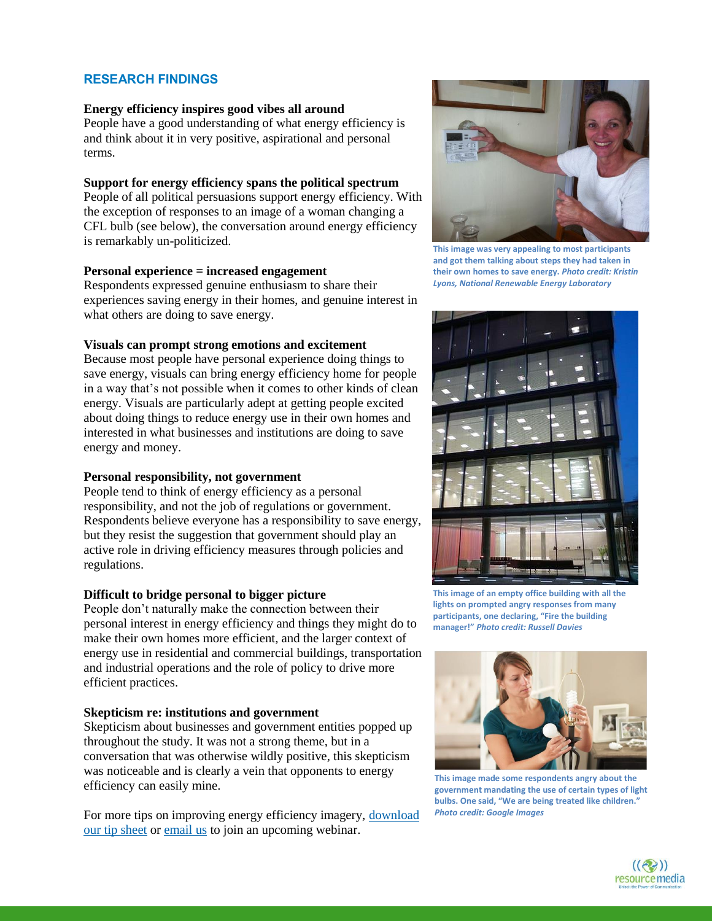## RESEARCH FINDINGS

**Energy efficiency inspires good vibes all around**
People have a good understanding of what energy efficiency is and think about it in very positive, aspirational and personal terms.

**Support for energy efficiency spans the political spectrum**
People of all political persuasions support energy efficiency. With the exception of responses to an image of a woman changing a CFL bulb (see below), the conversation around energy efficiency is remarkably un-politicized.

**Personal experience = increased engagement**
Respondents expressed genuine enthusiasm to share their experiences saving energy in their homes, and genuine interest in what others are doing to save energy.

**Visuals can prompt strong emotions and excitement**
Because most people have personal experience doing things to save energy, visuals can bring energy efficiency home for people in a way that's not possible when it comes to other kinds of clean energy. Visuals are particularly adept at getting people excited about doing things to reduce energy use in their own homes and interested in what businesses and institutions are doing to save energy and money.

**Personal responsibility, not government**
People tend to think of energy efficiency as a personal responsibility, and not the job of regulations or government. Respondents believe everyone has a responsibility to save energy, but they resist the suggestion that government should play an active role in driving efficiency measures through policies and regulations.

**Difficult to bridge personal to bigger picture**
People don't naturally make the connection between their personal interest in energy efficiency and things they might do to make their own homes more efficient, and the larger context of energy use in residential and commercial buildings, transportation and industrial operations and the role of policy to drive more efficient practices.

**Skepticism re: institutions and government**
Skepticism about businesses and government entities popped up throughout the study. It was not a strong theme, but in a conversation that was otherwise wildly positive, this skepticism was noticeable and is clearly a vein that opponents to energy efficiency can easily mine.

For more tips on improving energy efficiency imagery, download our tip sheet or email us to join an upcoming webinar.

**This image was very appealing to most participants and got them talking about steps they had taken in their own homes to save energy.** ***Photo credit: Kristin Lyons, National Renewable Energy Laboratory***

**This image of an empty office building with all the lights on prompted angry responses from many participants, one declaring, "Fire the building manager!"** ***Photo credit: Russell Davies***

**This image made some respondents angry about the government mandating the use of certain types of light bulbs. One said, "We are being treated like children."** ***Photo credit: Google Images***